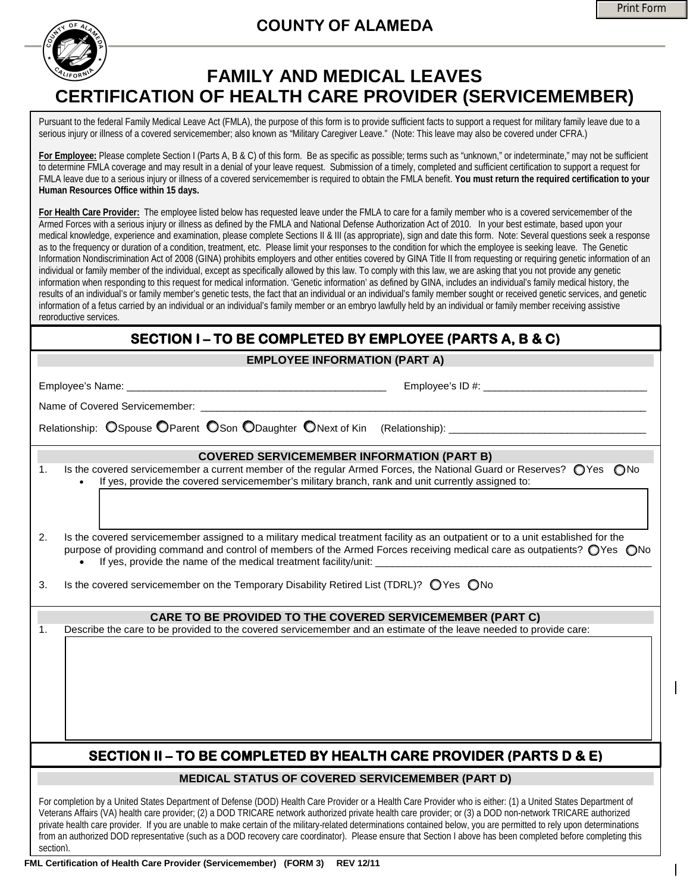# COUNTY OF ALAMEDA

## FAMILY AND MEDICAL LEAVES
## CERTIFICATION OF HEALTH CARE PROVIDER (SERVICEMEMBER)

Pursuant to the federal Family Medical Leave Act (FMLA), the purpose of this form is to provide sufficient facts to support a request for military family leave due to a serious injury or illness of a covered servicemember; also known as "Military Caregiver Leave." (Note: This leave may also be covered under CFRA.)

**For Employee:** Please complete Section I (Parts A, B & C) of this form. Be as specific as possible; terms such as "unknown," or indeterminate," may not be sufficient to determine FMLA coverage and may result in a denial of your leave request. Submission of a timely, completed and sufficient certification to support a request for FMLA leave due to a serious injury or illness of a covered servicemember is required to obtain the FMLA benefit. **You must return the required certification to your Human Resources Office within 15 days.**

**For Health Care Provider:** The employee listed below has requested leave under the FMLA to care for a family member who is a covered servicemember of the Armed Forces with a serious injury or illness as defined by the FMLA and National Defense Authorization Act of 2010. In your best estimate, based upon your medical knowledge, experience and examination, please complete Sections II & III (as appropriate), sign and date this form. Note: Several questions seek a response as to the frequency or duration of a condition, treatment, etc. Please limit your responses to the condition for which the employee is seeking leave. The Genetic Information Nondiscrimination Act of 2008 (GINA) prohibits employers and other entities covered by GINA Title II from requesting or requiring genetic information of an individual or family member of the individual, except as specifically allowed by this law. To comply with this law, we are asking that you not provide any genetic information when responding to this request for medical information. 'Genetic information' as defined by GINA, includes an individual's family medical history, the results of an individual's or family member's genetic tests, the fact that an individual or an individual's family member sought or received genetic services, and genetic information of a fetus carried by an individual or an individual's family member or an embryo lawfully held by an individual or family member receiving assistive reproductive services.

## SECTION I – TO BE COMPLETED BY EMPLOYEE (PARTS A, B & C)

### EMPLOYEE INFORMATION (PART A)

Employee's Name: ______________________________ Employee's ID #: ______________________________

Name of Covered Servicemember: ______________________________

Relationship: ○ Spouse ○ Parent ○ Son ○ Daughter ○ Next of Kin (Relationship): ______________________________

### COVERED SERVICEMEMBER INFORMATION (PART B)

1. Is the covered servicemember a current member of the regular Armed Forces, the National Guard or Reserves? ○ Yes ○ No
   - If yes, provide the covered servicemember's military branch, rank and unit currently assigned to:

2. Is the covered servicemember assigned to a military medical treatment facility as an outpatient or to a unit established for the purpose of providing command and control of members of the Armed Forces receiving medical care as outpatients? ○ Yes ○ No
   - If yes, provide the name of the medical treatment facility/unit: ______________________________

3. Is the covered servicemember on the Temporary Disability Retired List (TDRL)? ○ Yes ○ No

### CARE TO BE PROVIDED TO THE COVERED SERVICEMEMBER (PART C)

1. Describe the care to be provided to the covered servicemember and an estimate of the leave needed to provide care:

## SECTION II – TO BE COMPLETED BY HEALTH CARE PROVIDER (PARTS D & E)

### MEDICAL STATUS OF COVERED SERVICEMEMBER (PART D)

For completion by a United States Department of Defense (DOD) Health Care Provider or a Health Care Provider who is either: (1) a United States Department of Veterans Affairs (VA) health care provider; (2) a DOD TRICARE network authorized private health care provider; or (3) a DOD non-network TRICARE authorized private health care provider. If you are unable to make certain of the military-related determinations contained below, you are permitted to rely upon determinations from an authorized DOD representative (such as a DOD recovery care coordinator). Please ensure that Section I above has been completed before completing this section).

FML Certification of Health Care Provider (Servicemember) (FORM 3) REV 12/11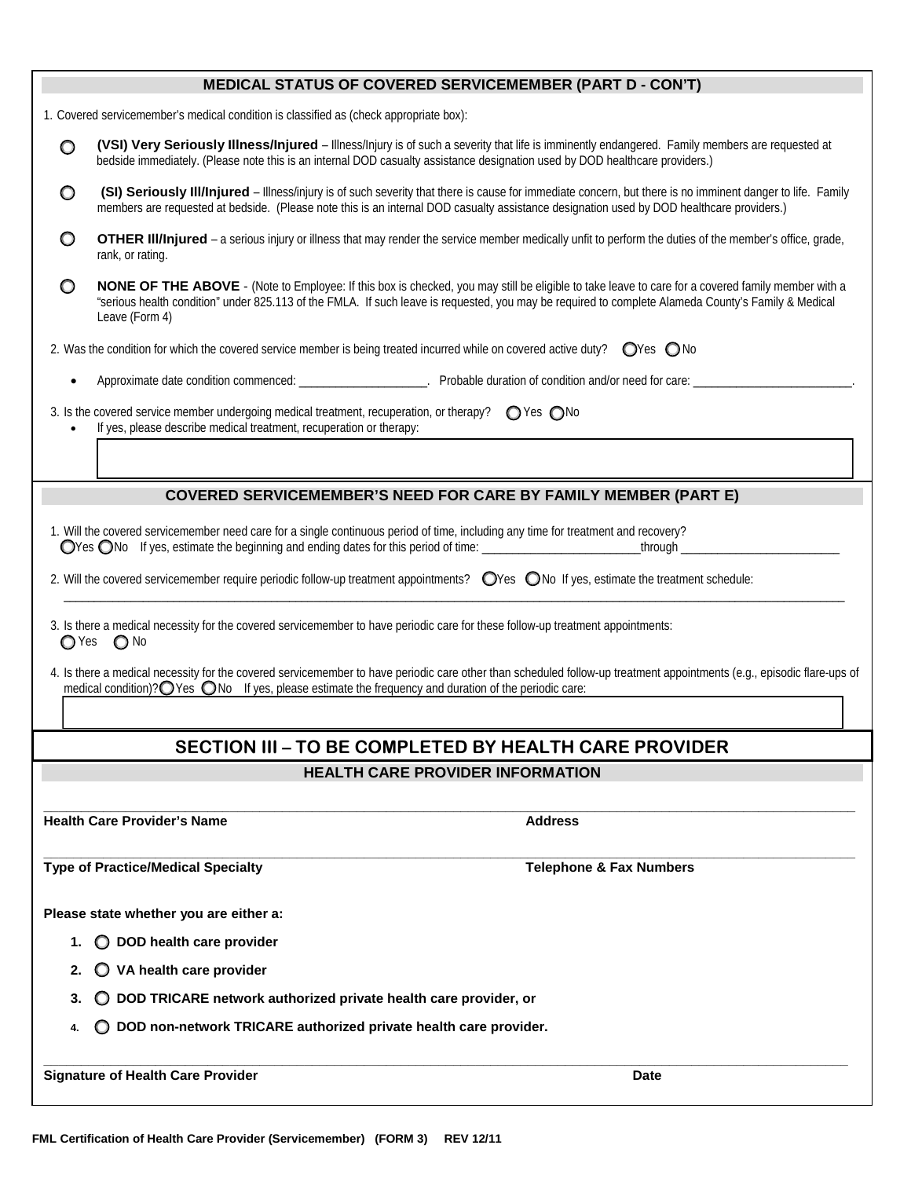## MEDICAL STATUS OF COVERED SERVICEMEMBER (PART D - CON'T)

1. Covered servicemember's medical condition is classified as (check appropriate box):

◯ **(VSI) Very Seriously Illness/Injured** – Illness/Injury is of such a severity that life is imminently endangered. Family members are requested at bedside immediately. (Please note this is an internal DOD casualty assistance designation used by DOD healthcare providers.)

◯ **(SI) Seriously Ill/Injured** – Illness/injury is of such severity that there is cause for immediate concern, but there is no imminent danger to life. Family members are requested at bedside. (Please note this is an internal DOD casualty assistance designation used by DOD healthcare providers.)

◯ **OTHER Ill/Injured** – a serious injury or illness that may render the service member medically unfit to perform the duties of the member's office, grade, rank, or rating.

◯ **NONE OF THE ABOVE** - (Note to Employee: If this box is checked, you may still be eligible to take leave to care for a covered family member with a "serious health condition" under 825.113 of the FMLA. If such leave is requested, you may be required to complete Alameda County's Family & Medical Leave (Form 4)

2. Was the condition for which the covered service member is being treated incurred while on covered active duty? ◯Yes ◯No

- Approximate date condition commenced: ____________________. Probable duration of condition and/or need for care: _________________________.

3. Is the covered service member undergoing medical treatment, recuperation, or therapy? ◯ Yes ◯No
   - If yes, please describe medical treatment, recuperation or therapy:

## COVERED SERVICEMEMBER'S NEED FOR CARE BY FAMILY MEMBER (PART E)

1. Will the covered servicemember need care for a single continuous period of time, including any time for treatment and recovery?
◯Yes ◯No If yes, estimate the beginning and ending dates for this period of time: _________________________through _________________________

2. Will the covered servicemember require periodic follow-up treatment appointments? ◯Yes ◯No If yes, estimate the treatment schedule:
_______________________________________________________________________________________________________

3. Is there a medical necessity for the covered servicemember to have periodic care for these follow-up treatment appointments:
◯ Yes ◯ No

4. Is there a medical necessity for the covered servicemember to have periodic care other than scheduled follow-up treatment appointments (e.g., episodic flare-ups of medical condition)?◯ Yes ◯ No If yes, please estimate the frequency and duration of the periodic care:

# SECTION III – TO BE COMPLETED BY HEALTH CARE PROVIDER

## HEALTH CARE PROVIDER INFORMATION

_______________________________________________________________________________________________________
**Health Care Provider's Name** **Address**

_______________________________________________________________________________________________________
**Type of Practice/Medical Specialty** **Telephone & Fax Numbers**

**Please state whether you are either a:**

1. ◯ **DOD health care provider**
2. ◯ **VA health care provider**
3. ◯ **DOD TRICARE network authorized private health care provider, or**
4. ◯ **DOD non-network TRICARE authorized private health care provider.**

_______________________________________________________________________________________________________
**Signature of Health Care Provider** **Date**

**FML Certification of Health Care Provider (Servicemember) (FORM 3) REV 12/11**